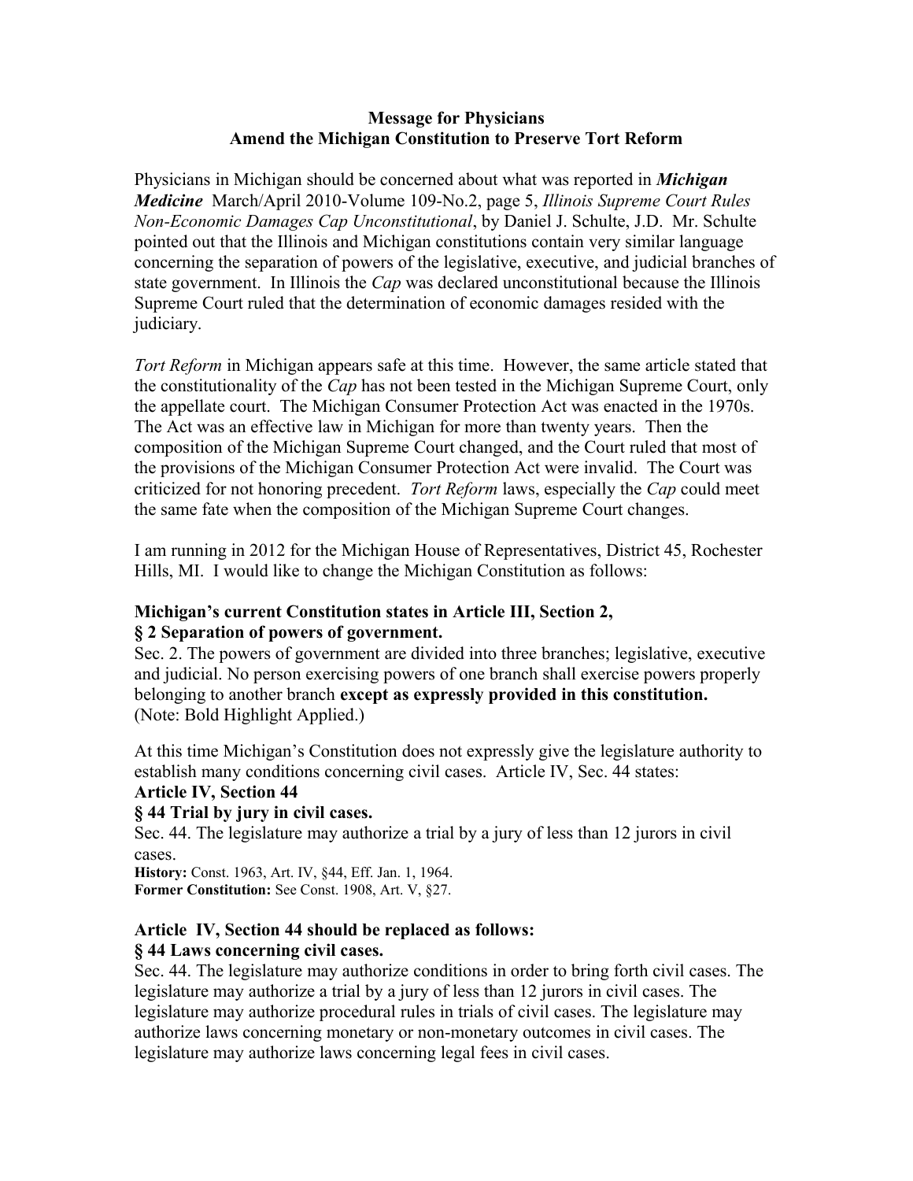**Message for Physicians**
**Amend the Michigan Constitution to Preserve Tort Reform**

Physicians in Michigan should be concerned about what was reported in ***Michigan Medicine*** March/April 2010-Volume 109-No.2, page 5, *Illinois Supreme Court Rules Non-Economic Damages Cap Unconstitutional*, by Daniel J. Schulte, J.D. Mr. Schulte pointed out that the Illinois and Michigan constitutions contain very similar language concerning the separation of powers of the legislative, executive, and judicial branches of state government. In Illinois the *Cap* was declared unconstitutional because the Illinois Supreme Court ruled that the determination of economic damages resided with the judiciary.

*Tort Reform* in Michigan appears safe at this time. However, the same article stated that the constitutionality of the *Cap* has not been tested in the Michigan Supreme Court, only the appellate court. The Michigan Consumer Protection Act was enacted in the 1970s. The Act was an effective law in Michigan for more than twenty years. Then the composition of the Michigan Supreme Court changed, and the Court ruled that most of the provisions of the Michigan Consumer Protection Act were invalid. The Court was criticized for not honoring precedent. *Tort Reform* laws, especially the *Cap* could meet the same fate when the composition of the Michigan Supreme Court changes.

I am running in 2012 for the Michigan House of Representatives, District 45, Rochester Hills, MI. I would like to change the Michigan Constitution as follows:

**Michigan's current Constitution states in Article III, Section 2,**
**§ 2 Separation of powers of government.**
Sec. 2. The powers of government are divided into three branches; legislative, executive and judicial. No person exercising powers of one branch shall exercise powers properly belonging to another branch **except as expressly provided in this constitution.** (Note: Bold Highlight Applied.)

At this time Michigan's Constitution does not expressly give the legislature authority to establish many conditions concerning civil cases. Article IV, Sec. 44 states:
**Article IV, Section 44**
**§ 44 Trial by jury in civil cases.**
Sec. 44. The legislature may authorize a trial by a jury of less than 12 jurors in civil cases.
**History:** Const. 1963, Art. IV, §44, Eff. Jan. 1, 1964.
**Former Constitution:** See Const. 1908, Art. V, §27.

**Article IV, Section 44 should be replaced as follows:**
**§ 44 Laws concerning civil cases.**
Sec. 44. The legislature may authorize conditions in order to bring forth civil cases. The legislature may authorize a trial by a jury of less than 12 jurors in civil cases. The legislature may authorize procedural rules in trials of civil cases. The legislature may authorize laws concerning monetary or non-monetary outcomes in civil cases. The legislature may authorize laws concerning legal fees in civil cases.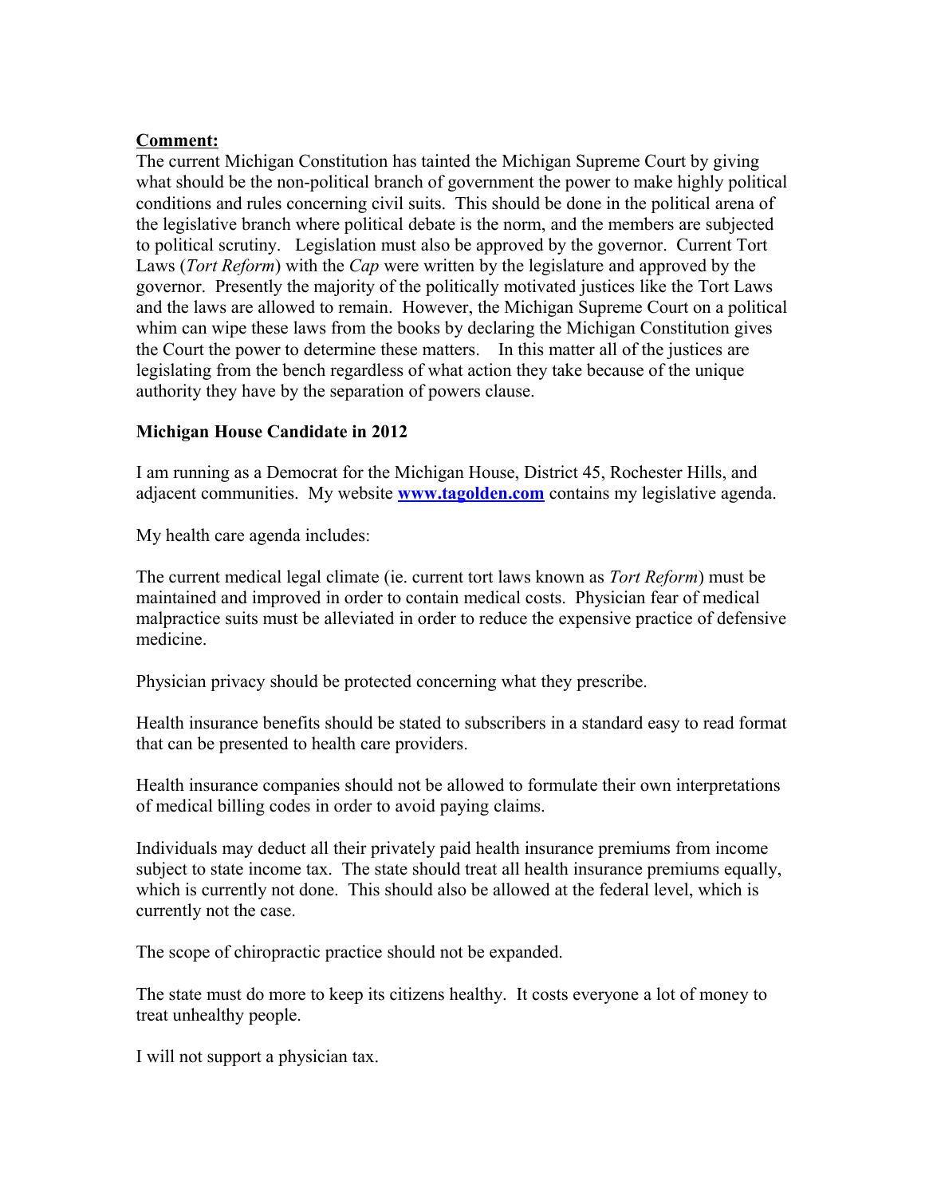**Comment:**

The current Michigan Constitution has tainted the Michigan Supreme Court by giving what should be the non-political branch of government the power to make highly political conditions and rules concerning civil suits. This should be done in the political arena of the legislative branch where political debate is the norm, and the members are subjected to political scrutiny. Legislation must also be approved by the governor. Current Tort Laws (*Tort Reform*) with the *Cap* were written by the legislature and approved by the governor. Presently the majority of the politically motivated justices like the Tort Laws and the laws are allowed to remain. However, the Michigan Supreme Court on a political whim can wipe these laws from the books by declaring the Michigan Constitution gives the Court the power to determine these matters. In this matter all of the justices are legislating from the bench regardless of what action they take because of the unique authority they have by the separation of powers clause.

**Michigan House Candidate in 2012**

I am running as a Democrat for the Michigan House, District 45, Rochester Hills, and adjacent communities. My website **[www.tagolden.com](http://www.tagolden.com)** contains my legislative agenda.

My health care agenda includes:

The current medical legal climate (ie. current tort laws known as *Tort Reform*) must be maintained and improved in order to contain medical costs. Physician fear of medical malpractice suits must be alleviated in order to reduce the expensive practice of defensive medicine.

Physician privacy should be protected concerning what they prescribe.

Health insurance benefits should be stated to subscribers in a standard easy to read format that can be presented to health care providers.

Health insurance companies should not be allowed to formulate their own interpretations of medical billing codes in order to avoid paying claims.

Individuals may deduct all their privately paid health insurance premiums from income subject to state income tax. The state should treat all health insurance premiums equally, which is currently not done. This should also be allowed at the federal level, which is currently not the case.

The scope of chiropractic practice should not be expanded.

The state must do more to keep its citizens healthy. It costs everyone a lot of money to treat unhealthy people.

I will not support a physician tax.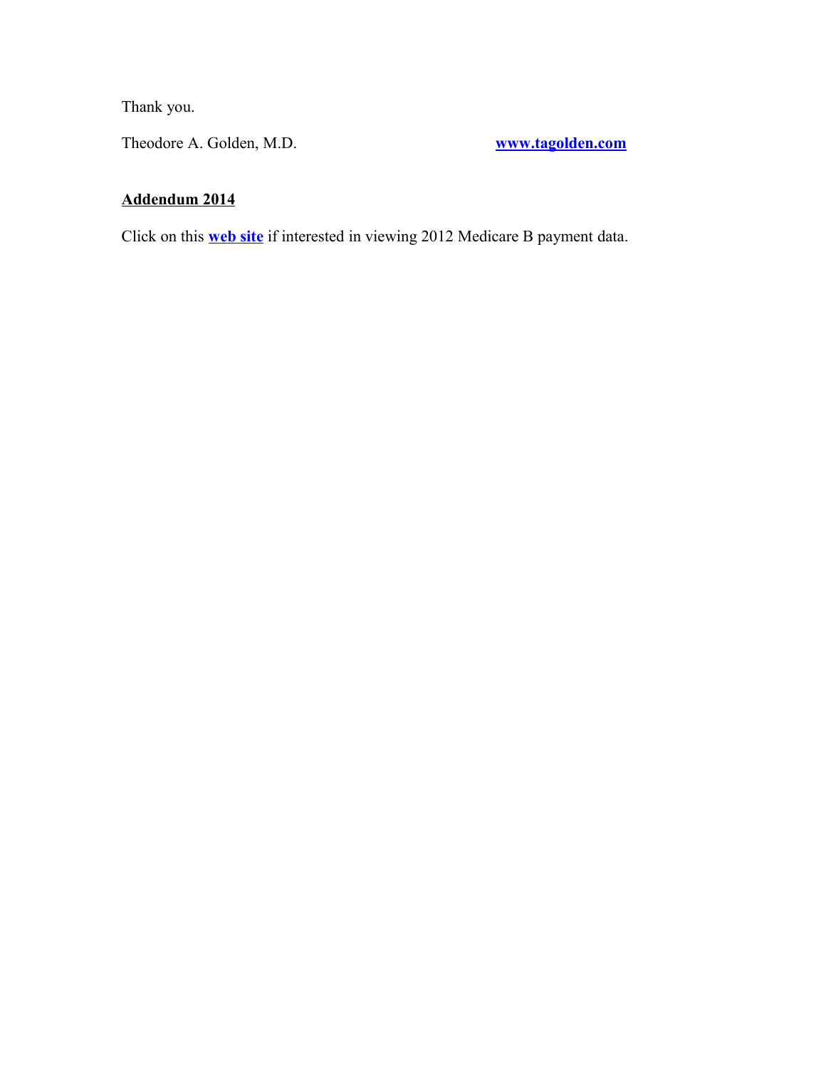Thank you.

Theodore A. Golden, M.D. **www.tagolden.com**

**Addendum 2014**

Click on this **web site** if interested in viewing 2012 Medicare B payment data.